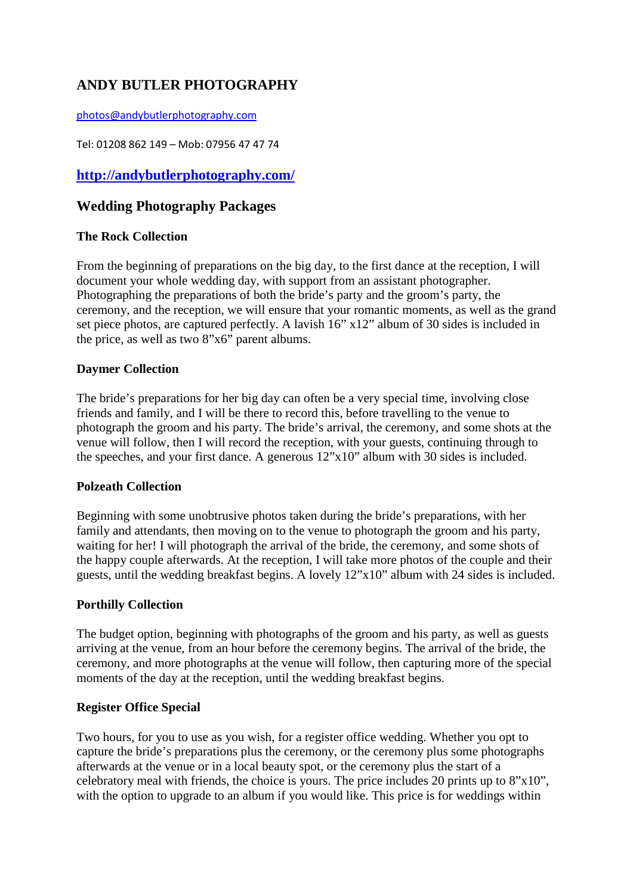## ANDY BUTLER PHOTOGRAPHY

photos@andybutlerphotography.com

Tel: 01208 862 149 – Mob: 07956 47 47 74

### http://andybutlerphotography.com/

### Wedding Photography Packages

**The Rock Collection**

From the beginning of preparations on the big day, to the first dance at the reception, I will document your whole wedding day, with support from an assistant photographer. Photographing the preparations of both the bride's party and the groom's party, the ceremony, and the reception, we will ensure that your romantic moments, as well as the grand set piece photos, are captured perfectly. A lavish 16" x12" album of 30 sides is included in the price, as well as two 8"x6" parent albums.

**Daymer Collection**

The bride's preparations for her big day can often be a very special time, involving close friends and family, and I will be there to record this, before travelling to the venue to photograph the groom and his party. The bride's arrival, the ceremony, and some shots at the venue will follow, then I will record the reception, with your guests, continuing through to the speeches, and your first dance. A generous 12"x10" album with 30 sides is included.

**Polzeath Collection**

Beginning with some unobtrusive photos taken during the bride's preparations, with her family and attendants, then moving on to the venue to photograph the groom and his party, waiting for her! I will photograph the arrival of the bride, the ceremony, and some shots of the happy couple afterwards. At the reception, I will take more photos of the couple and their guests, until the wedding breakfast begins. A lovely 12"x10" album with 24 sides is included.

**Porthilly Collection**

The budget option, beginning with photographs of the groom and his party, as well as guests arriving at the venue, from an hour before the ceremony begins. The arrival of the bride, the ceremony, and more photographs at the venue will follow, then capturing more of the special moments of the day at the reception, until the wedding breakfast begins.

**Register Office Special**

Two hours, for you to use as you wish, for a register office wedding. Whether you opt to capture the bride's preparations plus the ceremony, or the ceremony plus some photographs afterwards at the venue or in a local beauty spot, or the ceremony plus the start of a celebratory meal with friends, the choice is yours. The price includes 20 prints up to 8"x10", with the option to upgrade to an album if you would like. This price is for weddings within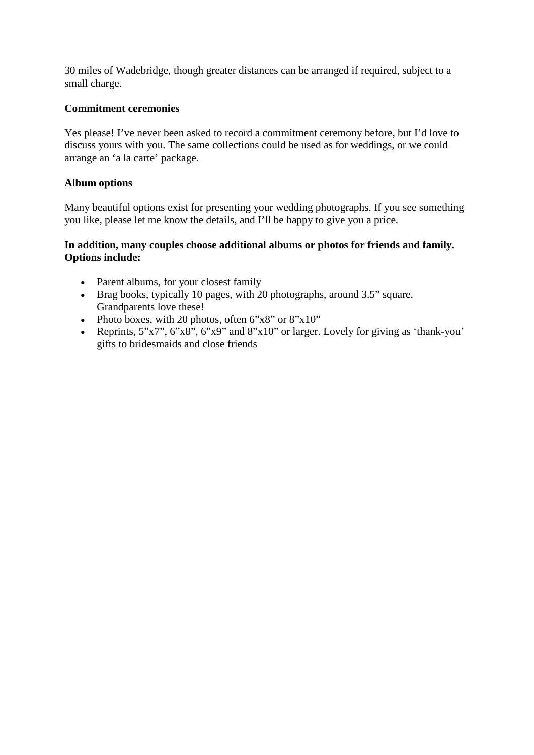30 miles of Wadebridge, though greater distances can be arranged if required, subject to a small charge.

**Commitment ceremonies**

Yes please! I've never been asked to record a commitment ceremony before, but I'd love to discuss yours with you. The same collections could be used as for weddings, or we could arrange an 'a la carte' package.

**Album options**

Many beautiful options exist for presenting your wedding photographs. If you see something you like, please let me know the details, and I'll be happy to give you a price.

**In addition, many couples choose additional albums or photos for friends and family. Options include:**

- Parent albums, for your closest family
- Brag books, typically 10 pages, with 20 photographs, around 3.5" square. Grandparents love these!
- Photo boxes, with 20 photos, often 6"x8" or 8"x10"
- Reprints, 5"x7", 6"x8", 6"x9" and 8"x10" or larger. Lovely for giving as 'thank-you' gifts to bridesmaids and close friends